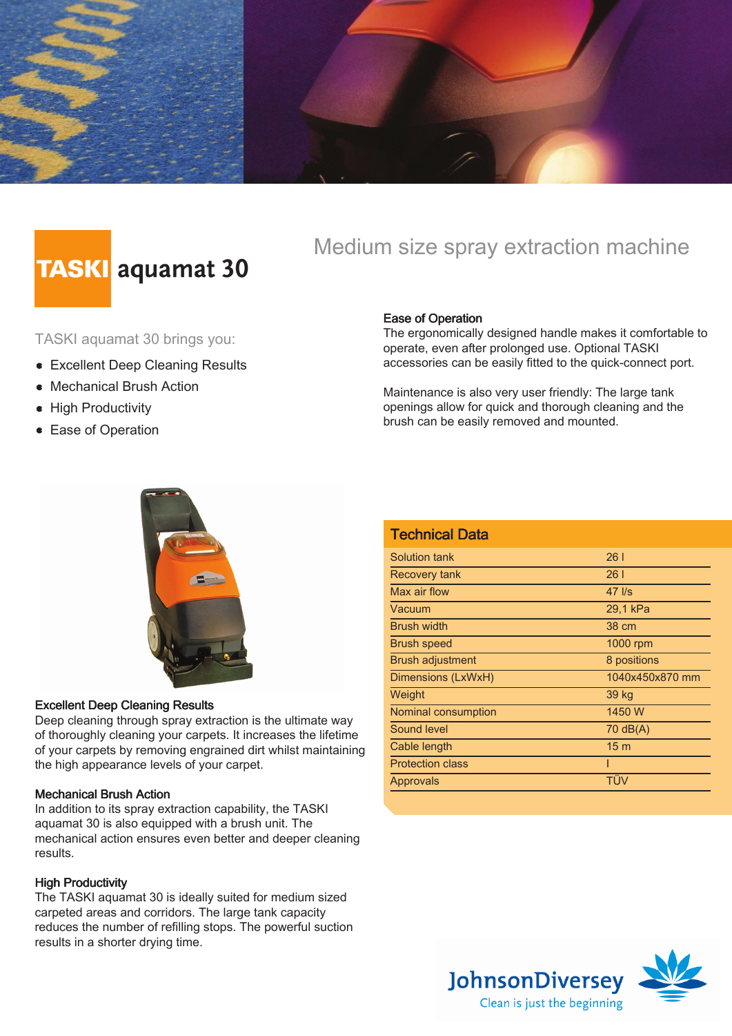# TASKI aquamat 30

## Medium size spray extraction machine

TASKI aquamat 30 brings you:

- Excellent Deep Cleaning Results
- Mechanical Brush Action
- High Productivity
- Ease of Operation

### Excellent Deep Cleaning Results

Deep cleaning through spray extraction is the ultimate way of thoroughly cleaning your carpets. It increases the lifetime of your carpets by removing engrained dirt whilst maintaining the high appearance levels of your carpet.

### Mechanical Brush Action

In addition to its spray extraction capability, the TASKI aquamat 30 is also equipped with a brush unit. The mechanical action ensures even better and deeper cleaning results.

### High Productivity

The TASKI aquamat 30 is ideally suited for medium sized carpeted areas and corridors. The large tank capacity reduces the number of refilling stops. The powerful suction results in a shorter drying time.

### Ease of Operation

The ergonomically designed handle makes it comfortable to operate, even after prolonged use. Optional TASKI accessories can be easily fitted to the quick-connect port.

Maintenance is also very user friendly: The large tank openings allow for quick and thorough cleaning and the brush can be easily removed and mounted.

## Technical Data

| Parameter | Value |
|---|---|
| Solution tank | 26 l |
| Recovery tank | 26 l |
| Max air flow | 47 l/s |
| Vacuum | 29,1 kPa |
| Brush width | 38 cm |
| Brush speed | 1000 rpm |
| Brush adjustment | 8 positions |
| Dimensions (LxWxH) | 1040x450x870 mm |
| Weight | 39 kg |
| Nominal consumption | 1450 W |
| Sound level | 70 dB(A) |
| Cable length | 15 m |
| Protection class | I |
| Approvals | TÜV |

JohnsonDiversey
Clean is just the beginning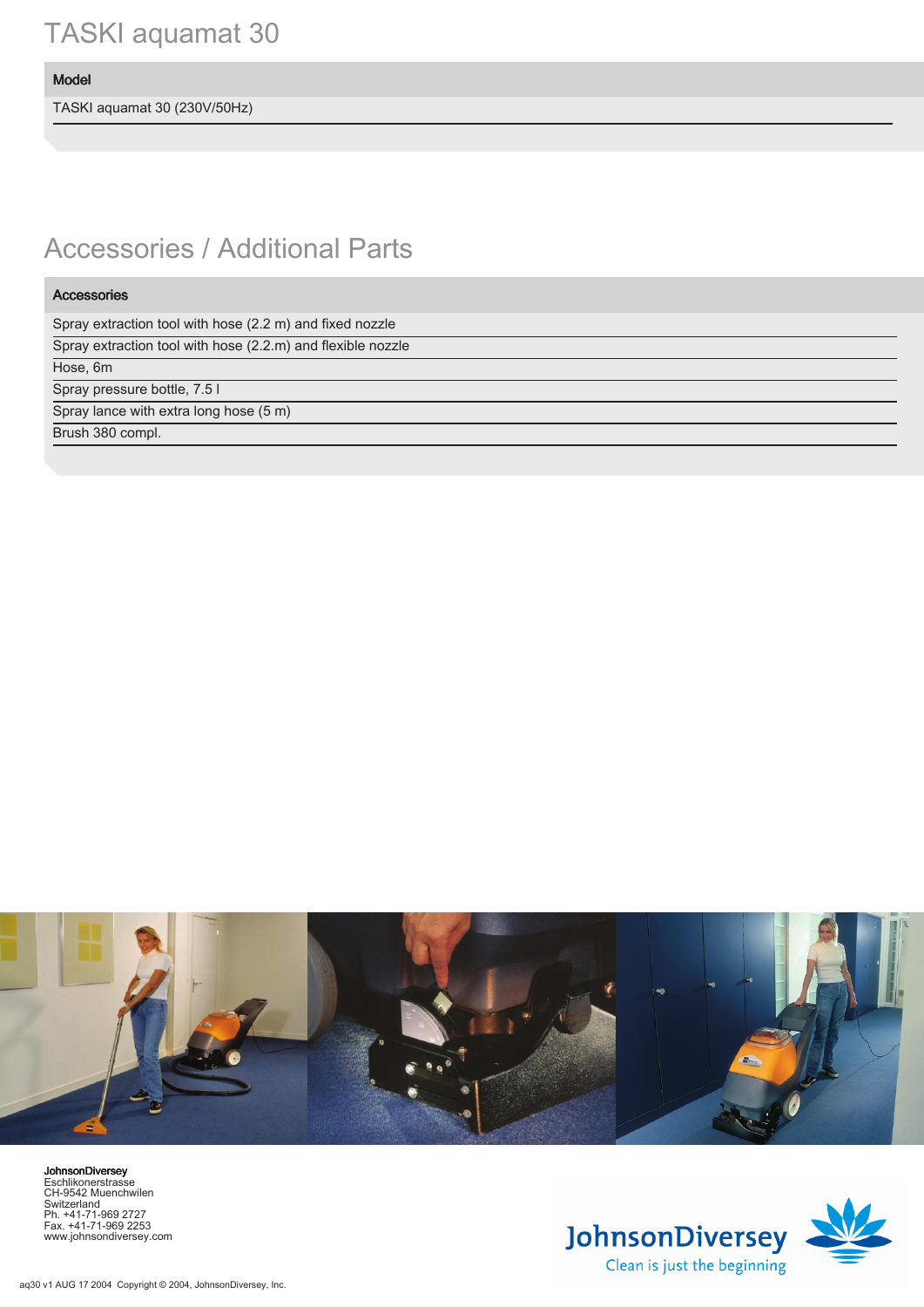# TASKI aquamat 30

| Model |
| --- |
| TASKI aquamat 30 (230V/50Hz) |

## Accessories / Additional Parts

| Accessories |
| --- |
| Spray extraction tool with hose (2.2 m) and fixed nozzle |
| Spray extraction tool with hose (2.2.m) and flexible nozzle |
| Hose, 6m |
| Spray pressure bottle, 7.5 l |
| Spray lance with extra long hose (5 m) |
| Brush 380 compl. |

**JohnsonDiversey**
Eschlikonerstrasse
CH-9542 Muenchwilen
Switzerland
Ph. +41-71-969 2727
Fax. +41-71-969 2253
www.johnsondiversey.com

JohnsonDiversey
Clean is just the beginning

aq30 v1 AUG 17 2004 Copyright © 2004, JohnsonDiversey, Inc.